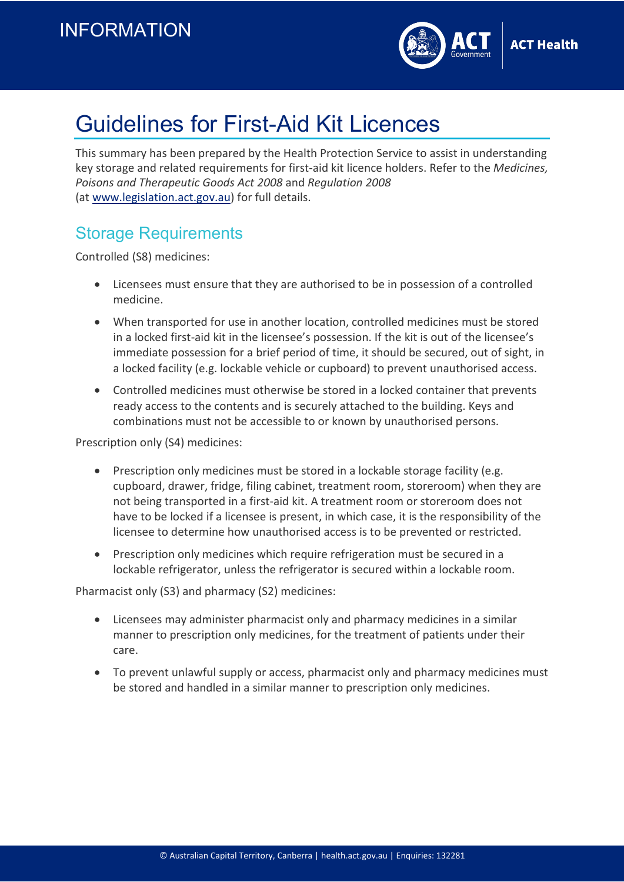INFORMATION

# Guidelines for First-Aid Kit Licences

This summary has been prepared by the Health Protection Service to assist in understanding key storage and related requirements for first-aid kit licence holders. Refer to the *Medicines, Poisons and Therapeutic Goods Act 2008* and *Regulation 2008* (at [www.legislation.act.gov.au](http://www.legislation.act.gov.au)) for full details.

## Storage Requirements

Controlled (S8) medicines:

- Licensees must ensure that they are authorised to be in possession of a controlled medicine.
- When transported for use in another location, controlled medicines must be stored in a locked first-aid kit in the licensee's possession. If the kit is out of the licensee's immediate possession for a brief period of time, it should be secured, out of sight, in a locked facility (e.g. lockable vehicle or cupboard) to prevent unauthorised access.
- Controlled medicines must otherwise be stored in a locked container that prevents ready access to the contents and is securely attached to the building. Keys and combinations must not be accessible to or known by unauthorised persons.

Prescription only (S4) medicines:

- Prescription only medicines must be stored in a lockable storage facility (e.g. cupboard, drawer, fridge, filing cabinet, treatment room, storeroom) when they are not being transported in a first-aid kit. A treatment room or storeroom does not have to be locked if a licensee is present, in which case, it is the responsibility of the licensee to determine how unauthorised access is to be prevented or restricted.
- Prescription only medicines which require refrigeration must be secured in a lockable refrigerator, unless the refrigerator is secured within a lockable room.

Pharmacist only (S3) and pharmacy (S2) medicines:

- Licensees may administer pharmacist only and pharmacy medicines in a similar manner to prescription only medicines, for the treatment of patients under their care.
- To prevent unlawful supply or access, pharmacist only and pharmacy medicines must be stored and handled in a similar manner to prescription only medicines.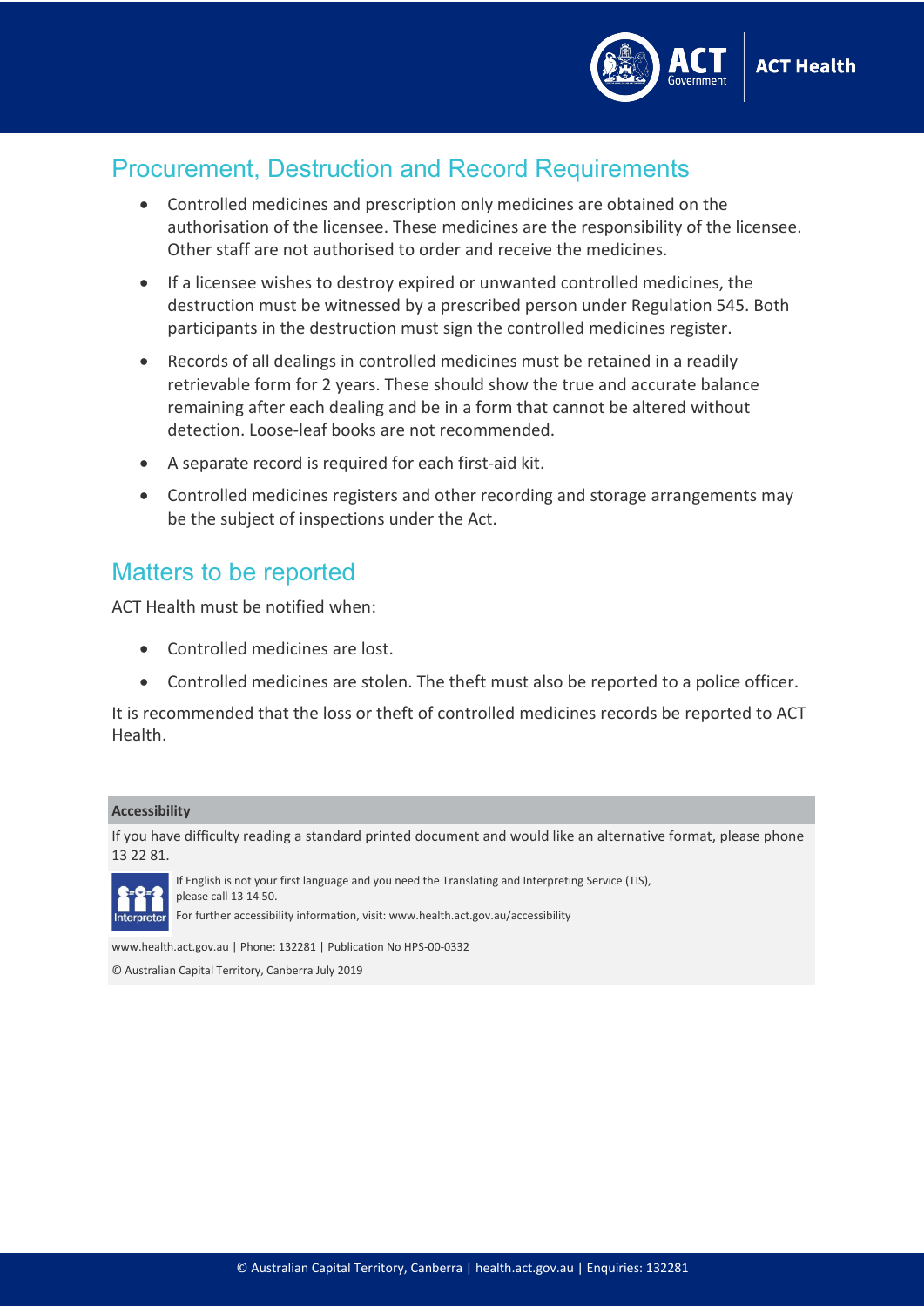## Procurement, Destruction and Record Requirements

- Controlled medicines and prescription only medicines are obtained on the authorisation of the licensee. These medicines are the responsibility of the licensee. Other staff are not authorised to order and receive the medicines.
- If a licensee wishes to destroy expired or unwanted controlled medicines, the destruction must be witnessed by a prescribed person under Regulation 545. Both participants in the destruction must sign the controlled medicines register.
- Records of all dealings in controlled medicines must be retained in a readily retrievable form for 2 years. These should show the true and accurate balance remaining after each dealing and be in a form that cannot be altered without detection. Loose-leaf books are not recommended.
- A separate record is required for each first-aid kit.
- Controlled medicines registers and other recording and storage arrangements may be the subject of inspections under the Act.

## Matters to be reported

ACT Health must be notified when:

- Controlled medicines are lost.
- Controlled medicines are stolen. The theft must also be reported to a police officer.

It is recommended that the loss or theft of controlled medicines records be reported to ACT Health.

**Accessibility**

If you have difficulty reading a standard printed document and would like an alternative format, please phone 13 22 81.

If English is not your first language and you need the Translating and Interpreting Service (TIS), please call 13 14 50.

For further accessibility information, visit: www.health.act.gov.au/accessibility

www.health.act.gov.au | Phone: 132281 | Publication No HPS-00-0332

© Australian Capital Territory, Canberra July 2019